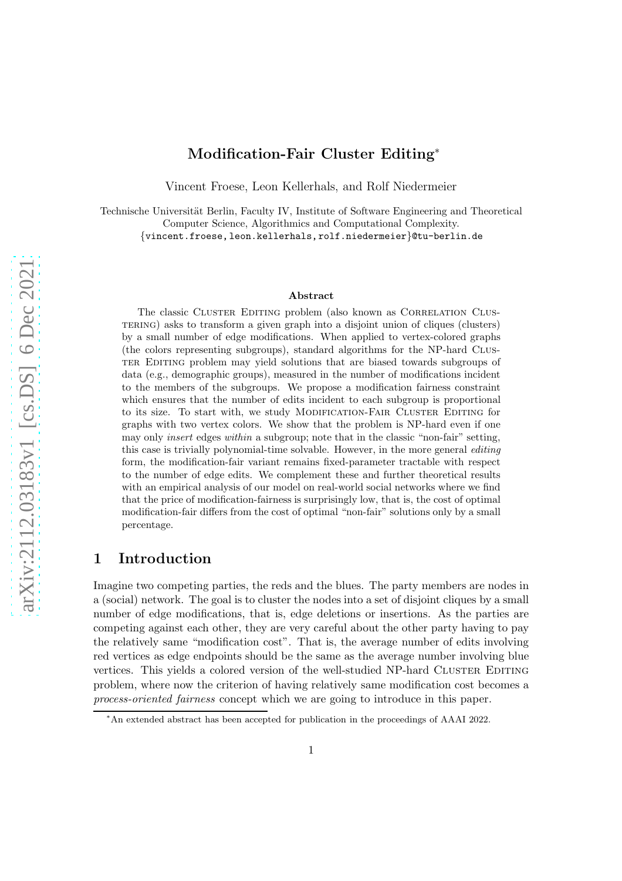# Modification-Fair Cluster Editing*

Vincent Froese, Leon Kellerhals, and Rolf Niedermeier

Technische Universität Berlin, Faculty IV, Institute of Software Engineering and Theoretical Computer Science, Algorithmics and Computational Complexity.
{vincent.froese,leon.kellerhals,rolf.niedermeier}@tu-berlin.de

### Abstract

The classic Cluster Editing problem (also known as Correlation Clustering) asks to transform a given graph into a disjoint union of cliques (clusters) by a small number of edge modifications. When applied to vertex-colored graphs (the colors representing subgroups), standard algorithms for the NP-hard Cluster Editing problem may yield solutions that are biased towards subgroups of data (e.g., demographic groups), measured in the number of modifications incident to the members of the subgroups. We propose a modification fairness constraint which ensures that the number of edits incident to each subgroup is proportional to its size. To start with, we study Modification-Fair Cluster Editing for graphs with two vertex colors. We show that the problem is NP-hard even if one may only *insert* edges *within* a subgroup; note that in the classic "non-fair" setting, this case is trivially polynomial-time solvable. However, in the more general *editing* form, the modification-fair variant remains fixed-parameter tractable with respect to the number of edge edits. We complement these and further theoretical results with an empirical analysis of our model on real-world social networks where we find that the price of modification-fairness is surprisingly low, that is, the cost of optimal modification-fair differs from the cost of optimal "non-fair" solutions only by a small percentage.

## 1 Introduction

Imagine two competing parties, the reds and the blues. The party members are nodes in a (social) network. The goal is to cluster the nodes into a set of disjoint cliques by a small number of edge modifications, that is, edge deletions or insertions. As the parties are competing against each other, they are very careful about the other party having to pay the relatively same "modification cost". That is, the average number of edits involving red vertices as edge endpoints should be the same as the average number involving blue vertices. This yields a colored version of the well-studied NP-hard Cluster Editing problem, where now the criterion of having relatively same modification cost becomes a *process-oriented fairness* concept which we are going to introduce in this paper.

*An extended abstract has been accepted for publication in the proceedings of AAAI 2022.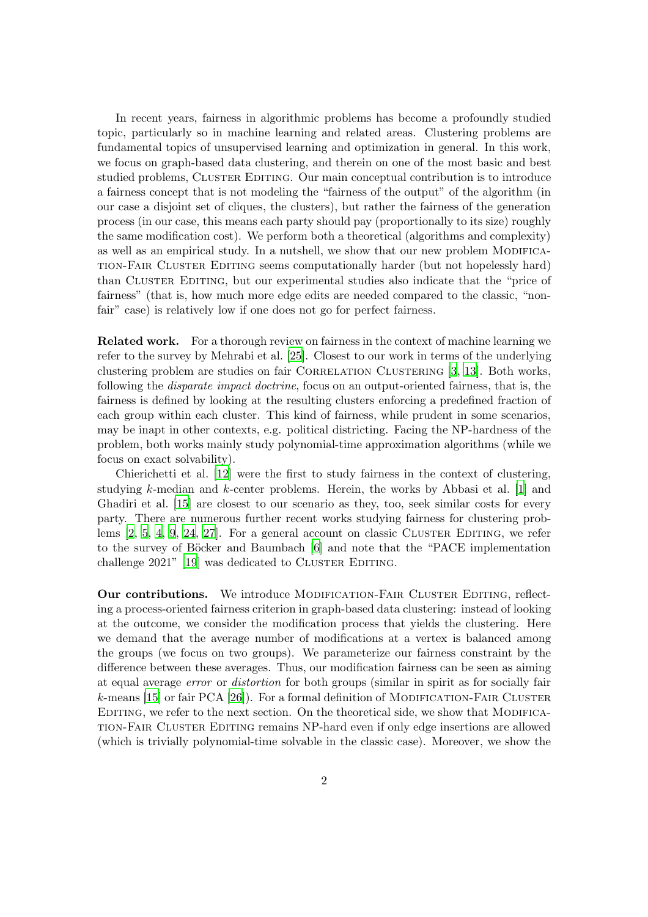In recent years, fairness in algorithmic problems has become a profoundly studied topic, particularly so in machine learning and related areas. Clustering problems are fundamental topics of unsupervised learning and optimization in general. In this work, we focus on graph-based data clustering, and therein on one of the most basic and best studied problems, Cluster Editing. Our main conceptual contribution is to introduce a fairness concept that is not modeling the "fairness of the output" of the algorithm (in our case a disjoint set of cliques, the clusters), but rather the fairness of the generation process (in our case, this means each party should pay (proportionally to its size) roughly the same modification cost). We perform both a theoretical (algorithms and complexity) as well as an empirical study. In a nutshell, we show that our new problem Modification-Fair Cluster Editing seems computationally harder (but not hopelessly hard) than Cluster Editing, but our experimental studies also indicate that the "price of fairness" (that is, how much more edge edits are needed compared to the classic, "non-fair" case) is relatively low if one does not go for perfect fairness.

**Related work.** For a thorough review on fairness in the context of machine learning we refer to the survey by Mehrabi et al. [25]. Closest to our work in terms of the underlying clustering problem are studies on fair Correlation Clustering [3, 13]. Both works, following the *disparate impact doctrine*, focus on an output-oriented fairness, that is, the fairness is defined by looking at the resulting clusters enforcing a predefined fraction of each group within each cluster. This kind of fairness, while prudent in some scenarios, may be inapt in other contexts, e.g. political districting. Facing the NP-hardness of the problem, both works mainly study polynomial-time approximation algorithms (while we focus on exact solvability).

Chierichetti et al. [12] were the first to study fairness in the context of clustering, studying $k$-median and $k$-center problems. Herein, the works by Abbasi et al. [1] and Ghadiri et al. [15] are closest to our scenario as they, too, seek similar costs for every party. There are numerous further recent works studying fairness for clustering problems [2, 5, 4, 9, 24, 27]. For a general account on classic Cluster Editing, we refer to the survey of Böcker and Baumbach [6] and note that the "PACE implementation challenge 2021" [19] was dedicated to Cluster Editing.

**Our contributions.** We introduce Modification-Fair Cluster Editing, reflecting a process-oriented fairness criterion in graph-based data clustering: instead of looking at the outcome, we consider the modification process that yields the clustering. Here we demand that the average number of modifications at a vertex is balanced among the groups (we focus on two groups). We parameterize our fairness constraint by the difference between these averages. Thus, our modification fairness can be seen as aiming at equal average *error* or *distortion* for both groups (similar in spirit as for socially fair $k$-means [15] or fair PCA [26]). For a formal definition of Modification-Fair Cluster Editing, we refer to the next section. On the theoretical side, we show that Modification-Fair Cluster Editing remains NP-hard even if only edge insertions are allowed (which is trivially polynomial-time solvable in the classic case). Moreover, we show the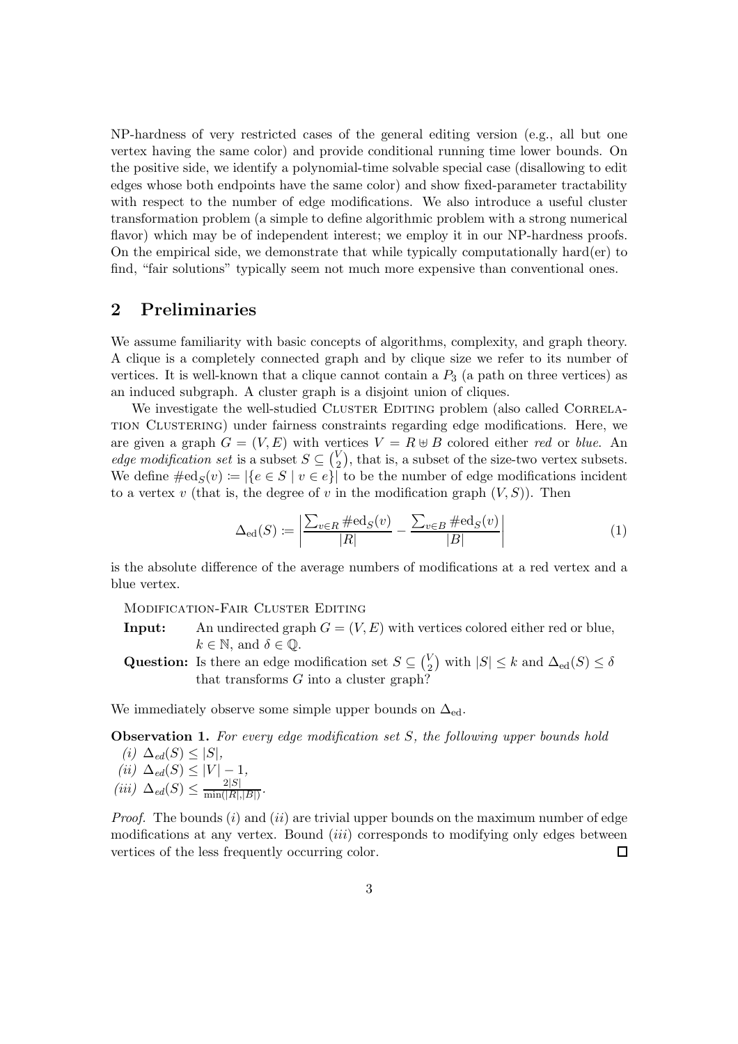NP-hardness of very restricted cases of the general editing version (e.g., all but one vertex having the same color) and provide conditional running time lower bounds. On the positive side, we identify a polynomial-time solvable special case (disallowing to edit edges whose both endpoints have the same color) and show fixed-parameter tractability with respect to the number of edge modifications. We also introduce a useful cluster transformation problem (a simple to define algorithmic problem with a strong numerical flavor) which may be of independent interest; we employ it in our NP-hardness proofs. On the empirical side, we demonstrate that while typically computationally hard(er) to find, "fair solutions" typically seem not much more expensive than conventional ones.

## 2 Preliminaries

We assume familiarity with basic concepts of algorithms, complexity, and graph theory. A clique is a completely connected graph and by clique size we refer to its number of vertices. It is well-known that a clique cannot contain a $P_3$ (a path on three vertices) as an induced subgraph. A cluster graph is a disjoint union of cliques.

We investigate the well-studied Cluster Editing problem (also called Correlation Clustering) under fairness constraints regarding edge modifications. Here, we are given a graph $G = (V, E)$ with vertices $V = R \uplus B$ colored either *red* or *blue*. An *edge modification set* is a subset $S \subseteq \binom{V}{2}$, that is, a subset of the size-two vertex subsets. We define $\#\text{ed}_S(v) := |\{e \in S \mid v \in e\}|$ to be the number of edge modifications incident to a vertex $v$ (that is, the degree of $v$ in the modification graph $(V, S)$). Then

$$\Delta_{\text{ed}}(S) := \left| \frac{\sum_{v \in R} \#\text{ed}_S(v)}{|R|} - \frac{\sum_{v \in B} \#\text{ed}_S(v)}{|B|} \right| \tag{1}$$

is the absolute difference of the average numbers of modifications at a red vertex and a blue vertex.

Modification-Fair Cluster Editing

**Input:** An undirected graph $G = (V, E)$ with vertices colored either red or blue, $k \in \mathbb{N}$, and $\delta \in \mathbb{Q}$.

**Question:** Is there an edge modification set $S \subseteq \binom{V}{2}$ with $|S| \leq k$ and $\Delta_{\text{ed}}(S) \leq \delta$ that transforms $G$ into a cluster graph?

We immediately observe some simple upper bounds on $\Delta_{\text{ed}}$.

**Observation 1.** *For every edge modification set $S$, the following upper bounds hold*

*(i)* $\Delta_{ed}(S) \leq |S|$,

*(ii)* $\Delta_{ed}(S) \leq |V| - 1$,

*(iii)* $\Delta_{ed}(S) \leq \frac{2|S|}{\min(|R|, |B|)}$.

*Proof.* The bounds $(i)$ and $(ii)$ are trivial upper bounds on the maximum number of edge modifications at any vertex. Bound $(iii)$ corresponds to modifying only edges between vertices of the less frequently occurring color. $\square$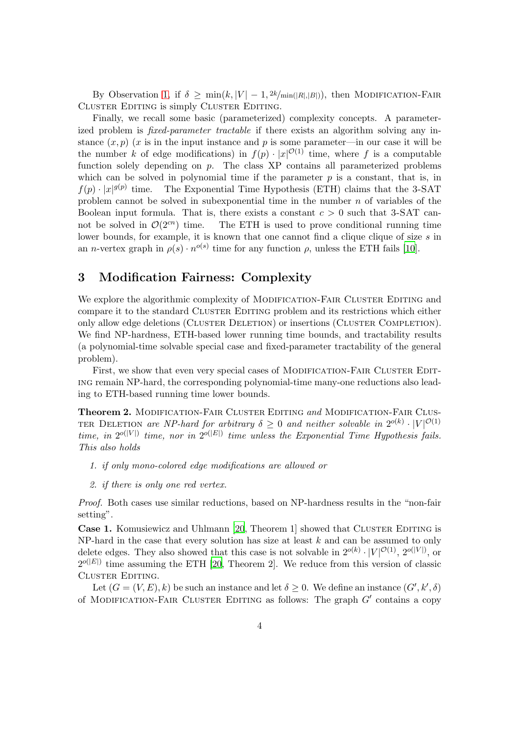By Observation 1, if $\delta \geq \min(k, |V|-1, 2k/\min(|R|,|B|))$, then Modification-Fair Cluster Editing is simply Cluster Editing.

Finally, we recall some basic (parameterized) complexity concepts. A parameterized problem is *fixed-parameter tractable* if there exists an algorithm solving any instance $(x, p)$ ($x$ is in the input instance and $p$ is some parameter—in our case it will be the number $k$ of edge modifications) in $f(p) \cdot |x|^{\mathcal{O}(1)}$ time, where $f$ is a computable function solely depending on $p$. The class XP contains all parameterized problems which can be solved in polynomial time if the parameter $p$ is a constant, that is, in $f(p) \cdot |x|^{g(p)}$ time. The Exponential Time Hypothesis (ETH) claims that the 3-SAT problem cannot be solved in subexponential time in the number $n$ of variables of the Boolean input formula. That is, there exists a constant $c > 0$ such that 3-SAT cannot be solved in $\mathcal{O}(2^{cn})$ time. The ETH is used to prove conditional running time lower bounds, for example, it is known that one cannot find a clique clique of size $s$ in an $n$-vertex graph in $\rho(s) \cdot n^{o(s)}$ time for any function $\rho$, unless the ETH fails [10].

## 3 Modification Fairness: Complexity

We explore the algorithmic complexity of Modification-Fair Cluster Editing and compare it to the standard Cluster Editing problem and its restrictions which either only allow edge deletions (Cluster Deletion) or insertions (Cluster Completion). We find NP-hardness, ETH-based lower running time bounds, and tractability results (a polynomial-time solvable special case and fixed-parameter tractability of the general problem).

First, we show that even very special cases of Modification-Fair Cluster Editing remain NP-hard, the corresponding polynomial-time many-one reductions also leading to ETH-based running time lower bounds.

**Theorem 2.** *Modification-Fair Cluster Editing and Modification-Fair Cluster Deletion are NP-hard for arbitrary $\delta \geq 0$ and neither solvable in $2^{o(k)} \cdot |V|^{\mathcal{O}(1)}$ time, in $2^{o(|V|)}$ time, nor in $2^{o(|E|)}$ time unless the Exponential Time Hypothesis fails. This also holds*

1. *if only mono-colored edge modifications are allowed or*
2. *if there is only one red vertex.*

*Proof.* Both cases use similar reductions, based on NP-hardness results in the "non-fair setting".

**Case 1.** Komusiewicz and Uhlmann [20, Theorem 1] showed that Cluster Editing is NP-hard in the case that every solution has size at least $k$ and can be assumed to only delete edges. They also showed that this case is not solvable in $2^{o(k)} \cdot |V|^{\mathcal{O}(1)}$, $2^{o(|V|)}$, or $2^{o(|E|)}$ time assuming the ETH [20, Theorem 2]. We reduce from this version of classic Cluster Editing.

Let $(G = (V, E), k)$ be such an instance and let $\delta \geq 0$. We define an instance $(G', k', \delta)$ of Modification-Fair Cluster Editing as follows: The graph $G'$ contains a copy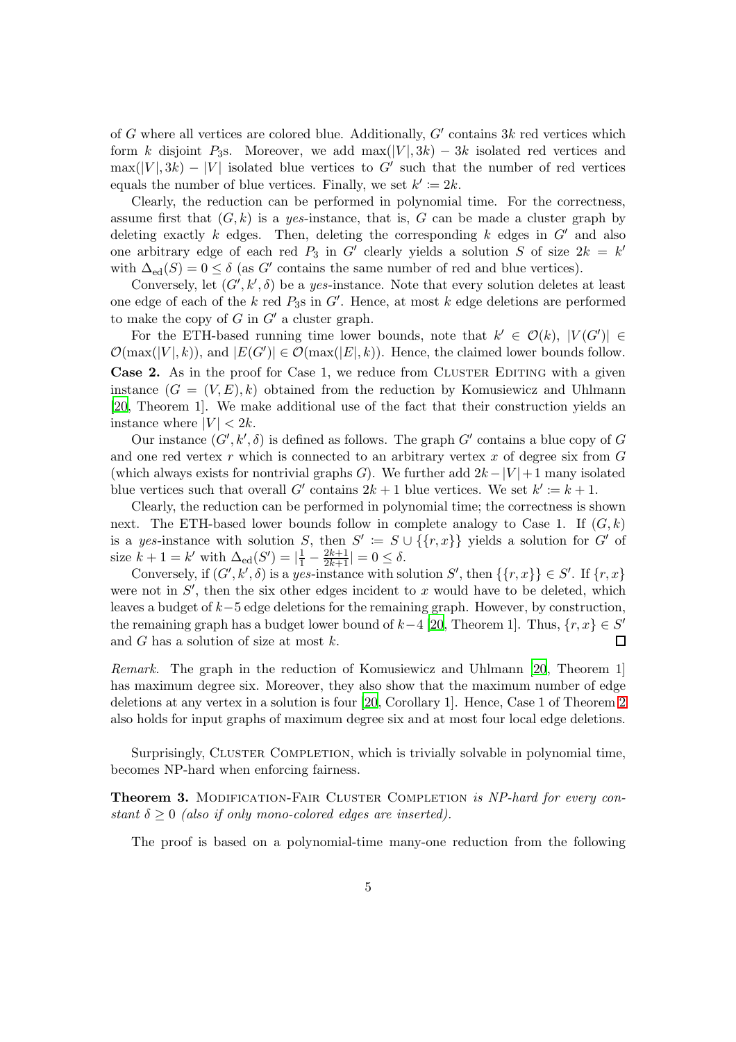of $G$ where all vertices are colored blue. Additionally, $G'$ contains $3k$ red vertices which form $k$ disjoint $P_3$s. Moreover, we add $\max(|V|, 3k) - 3k$ isolated red vertices and $\max(|V|, 3k) - |V|$ isolated blue vertices to $G'$ such that the number of red vertices equals the number of blue vertices. Finally, we set $k' := 2k$.

Clearly, the reduction can be performed in polynomial time. For the correctness, assume first that $(G, k)$ is a *yes*-instance, that is, $G$ can be made a cluster graph by deleting exactly $k$ edges. Then, deleting the corresponding $k$ edges in $G'$ and also one arbitrary edge of each red $P_3$ in $G'$ clearly yields a solution $S$ of size $2k = k'$ with $\Delta_{\text{ed}}(S) = 0 \leq \delta$ (as $G'$ contains the same number of red and blue vertices).

Conversely, let $(G', k', \delta)$ be a *yes*-instance. Note that every solution deletes at least one edge of each of the $k$ red $P_3$s in $G'$. Hence, at most $k$ edge deletions are performed to make the copy of $G$ in $G'$ a cluster graph.

For the ETH-based running time lower bounds, note that $k' \in \mathcal{O}(k)$, $|V(G')| \in \mathcal{O}(\max(|V|, k))$, and $|E(G')| \in \mathcal{O}(\max(|E|, k))$. Hence, the claimed lower bounds follow.

**Case 2.** As in the proof for Case 1, we reduce from Cluster Editing with a given instance $(G = (V, E), k)$ obtained from the reduction by Komusiewicz and Uhlmann [20, Theorem 1]. We make additional use of the fact that their construction yields an instance where $|V| < 2k$.

Our instance $(G', k', \delta)$ is defined as follows. The graph $G'$ contains a blue copy of $G$ and one red vertex $r$ which is connected to an arbitrary vertex $x$ of degree six from $G$ (which always exists for nontrivial graphs $G$). We further add $2k - |V| + 1$ many isolated blue vertices such that overall $G'$ contains $2k + 1$ blue vertices. We set $k' := k + 1$.

Clearly, the reduction can be performed in polynomial time; the correctness is shown next. The ETH-based lower bounds follow in complete analogy to Case 1. If $(G, k)$ is a *yes*-instance with solution $S$, then $S' := S \cup \{\{r, x\}\}$ yields a solution for $G'$ of size $k + 1 = k'$ with $\Delta_{\text{ed}}(S') = |\frac{1}{1} - \frac{2k+1}{2k+1}| = 0 \leq \delta$.

Conversely, if $(G', k', \delta)$ is a *yes*-instance with solution $S'$, then $\{\{r, x\}\} \in S'$. If $\{r, x\}$ were not in $S'$, then the six other edges incident to $x$ would have to be deleted, which leaves a budget of $k - 5$ edge deletions for the remaining graph. However, by construction, the remaining graph has a budget lower bound of $k - 4$ [20, Theorem 1]. Thus, $\{r, x\} \in S'$ and $G$ has a solution of size at most $k$. □

*Remark.* The graph in the reduction of Komusiewicz and Uhlmann [20, Theorem 1] has maximum degree six. Moreover, they also show that the maximum number of edge deletions at any vertex in a solution is four [20, Corollary 1]. Hence, Case 1 of Theorem 2 also holds for input graphs of maximum degree six and at most four local edge deletions.

Surprisingly, Cluster Completion, which is trivially solvable in polynomial time, becomes NP-hard when enforcing fairness.

**Theorem 3.** *Modification-Fair Cluster Completion is NP-hard for every constant $\delta \geq 0$ (also if only mono-colored edges are inserted).*

The proof is based on a polynomial-time many-one reduction from the following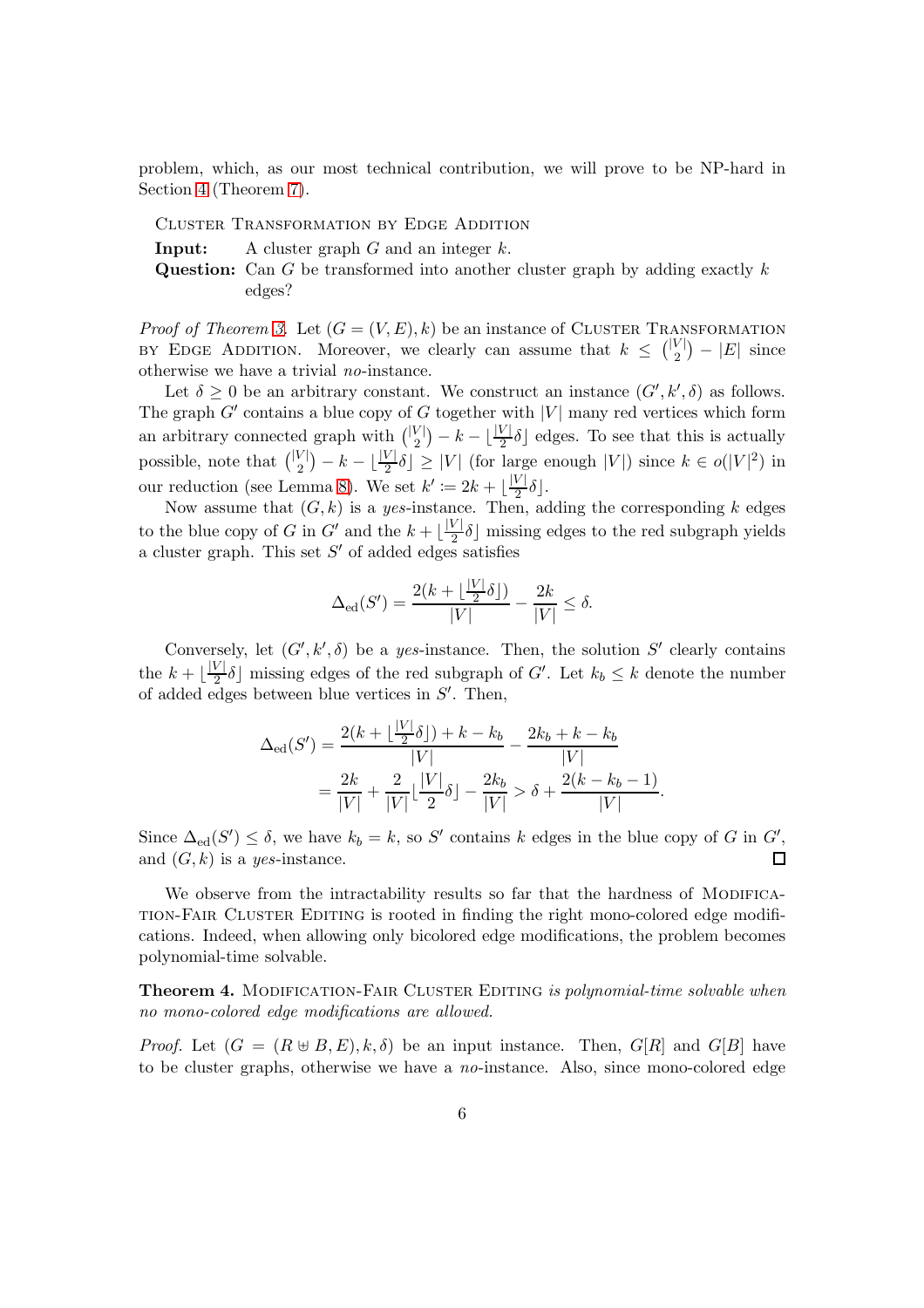problem, which, as our most technical contribution, we will prove to be NP-hard in Section 4 (Theorem 7).

Cluster Transformation by Edge Addition

**Input:** A cluster graph $G$ and an integer $k$.

**Question:** Can $G$ be transformed into another cluster graph by adding exactly $k$ edges?

*Proof of Theorem 3.* Let $(G = (V, E), k)$ be an instance of Cluster Transformation by Edge Addition. Moreover, we clearly can assume that $k \leq \binom{|V|}{2} - |E|$ since otherwise we have a trivial *no*-instance.

Let $\delta \geq 0$ be an arbitrary constant. We construct an instance $(G', k', \delta)$ as follows. The graph $G'$ contains a blue copy of $G$ together with $|V|$ many red vertices which form an arbitrary connected graph with $\binom{|V|}{2} - k - \lfloor \frac{|V|}{2}\delta \rfloor$ edges. To see that this is actually possible, note that $\binom{|V|}{2} - k - \lfloor \frac{|V|}{2}\delta \rfloor \geq |V|$ (for large enough $|V|$) since $k \in o(|V|^2)$ in our reduction (see Lemma 8). We set $k' \coloneqq 2k + \lfloor \frac{|V|}{2}\delta \rfloor$.

Now assume that $(G, k)$ is a *yes*-instance. Then, adding the corresponding $k$ edges to the blue copy of $G$ in $G'$ and the $k + \lfloor \frac{|V|}{2}\delta \rfloor$ missing edges to the red subgraph yields a cluster graph. This set $S'$ of added edges satisfies

$$\Delta_{\mathrm{ed}}(S') = \frac{2(k + \lfloor \frac{|V|}{2}\delta \rfloor)}{|V|} - \frac{2k}{|V|} \leq \delta.$$

Conversely, let $(G', k', \delta)$ be a *yes*-instance. Then, the solution $S'$ clearly contains the $k + \lfloor \frac{|V|}{2}\delta \rfloor$ missing edges of the red subgraph of $G'$. Let $k_b \leq k$ denote the number of added edges between blue vertices in $S'$. Then,

$$\begin{aligned}
\Delta_{\mathrm{ed}}(S') &= \frac{2(k + \lfloor \frac{|V|}{2}\delta \rfloor) + k - k_b}{|V|} - \frac{2k_b + k - k_b}{|V|} \\
&= \frac{2k}{|V|} + \frac{2}{|V|}\lfloor \frac{|V|}{2}\delta \rfloor - \frac{2k_b}{|V|} > \delta + \frac{2(k - k_b - 1)}{|V|}.
\end{aligned}$$

Since $\Delta_{\mathrm{ed}}(S') \leq \delta$, we have $k_b = k$, so $S'$ contains $k$ edges in the blue copy of $G$ in $G'$, and $(G, k)$ is a *yes*-instance. □

We observe from the intractability results so far that the hardness of Modification-Fair Cluster Editing is rooted in finding the right mono-colored edge modifications. Indeed, when allowing only bicolored edge modifications, the problem becomes polynomial-time solvable.

**Theorem 4.** *Modification-Fair Cluster Editing is polynomial-time solvable when no mono-colored edge modifications are allowed.*

*Proof.* Let $(G = (R \uplus B, E), k, \delta)$ be an input instance. Then, $G[R]$ and $G[B]$ have to be cluster graphs, otherwise we have a *no*-instance. Also, since mono-colored edge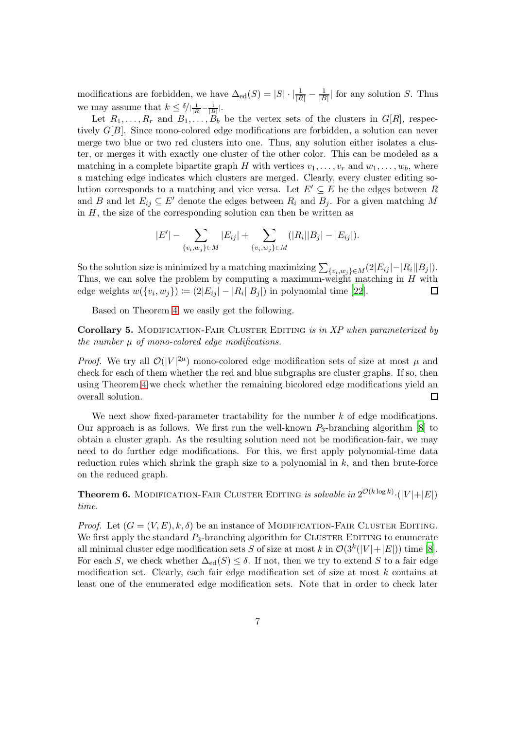modifications are forbidden, we have $\Delta_{\mathrm{ed}}(S) = |S| \cdot |\frac{1}{|R|} - \frac{1}{|B|}|$ for any solution $S$. Thus we may assume that $k \leq \delta / |\frac{1}{|R|} - \frac{1}{|B|}|$.

Let $R_1, \ldots, R_r$ and $B_1, \ldots, B_b$ be the vertex sets of the clusters in $G[R]$, respectively $G[B]$. Since mono-colored edge modifications are forbidden, a solution can never merge two blue or two red clusters into one. Thus, any solution either isolates a cluster, or merges it with exactly one cluster of the other color. This can be modeled as a matching in a complete bipartite graph $H$ with vertices $v_1, \ldots, v_r$ and $w_1, \ldots, w_b$, where a matching edge indicates which clusters are merged. Clearly, every cluster editing solution corresponds to a matching and vice versa. Let $E' \subseteq E$ be the edges between $R$ and $B$ and let $E_{ij} \subseteq E'$ denote the edges between $R_i$ and $B_j$. For a given matching $M$ in $H$, the size of the corresponding solution can then be written as

$$|E'| - \sum_{\{v_i, w_j\} \in M} |E_{ij}| + \sum_{\{v_i, w_j\} \in M} (|R_i||B_j| - |E_{ij}|).$$

So the solution size is minimized by a matching maximizing $\sum_{\{v_i, w_j\} \in M} (2|E_{ij}| - |R_i||B_j|)$. Thus, we can solve the problem by computing a maximum-weight matching in $H$ with edge weights $w(\{v_i, w_j\}) \coloneqq (2|E_{ij}| - |R_i||B_j|)$ in polynomial time [22]. ☐

Based on Theorem 4, we easily get the following.

**Corollary 5.** Modification-Fair Cluster Editing *is in XP when parameterized by the number $\mu$ of mono-colored edge modifications.*

*Proof.* We try all $\mathcal{O}(|V|^{2\mu})$ mono-colored edge modification sets of size at most $\mu$ and check for each of them whether the red and blue subgraphs are cluster graphs. If so, then using Theorem 4 we check whether the remaining bicolored edge modifications yield an overall solution. ☐

We next show fixed-parameter tractability for the number $k$ of edge modifications. Our approach is as follows. We first run the well-known $P_3$-branching algorithm [8] to obtain a cluster graph. As the resulting solution need not be modification-fair, we may need to do further edge modifications. For this, we first apply polynomial-time data reduction rules which shrink the graph size to a polynomial in $k$, and then brute-force on the reduced graph.

**Theorem 6.** Modification-Fair Cluster Editing *is solvable in $2^{\mathcal{O}(k \log k)} \cdot (|V| + |E|)$ time.*

*Proof.* Let $(G = (V, E), k, \delta)$ be an instance of Modification-Fair Cluster Editing. We first apply the standard $P_3$-branching algorithm for Cluster Editing to enumerate all minimal cluster edge modification sets $S$ of size at most $k$ in $\mathcal{O}(3^k(|V| + |E|))$ time [8]. For each $S$, we check whether $\Delta_{\mathrm{ed}}(S) \leq \delta$. If not, then we try to extend $S$ to a fair edge modification set. Clearly, each fair edge modification set of size at most $k$ contains at least one of the enumerated edge modification sets. Note that in order to check later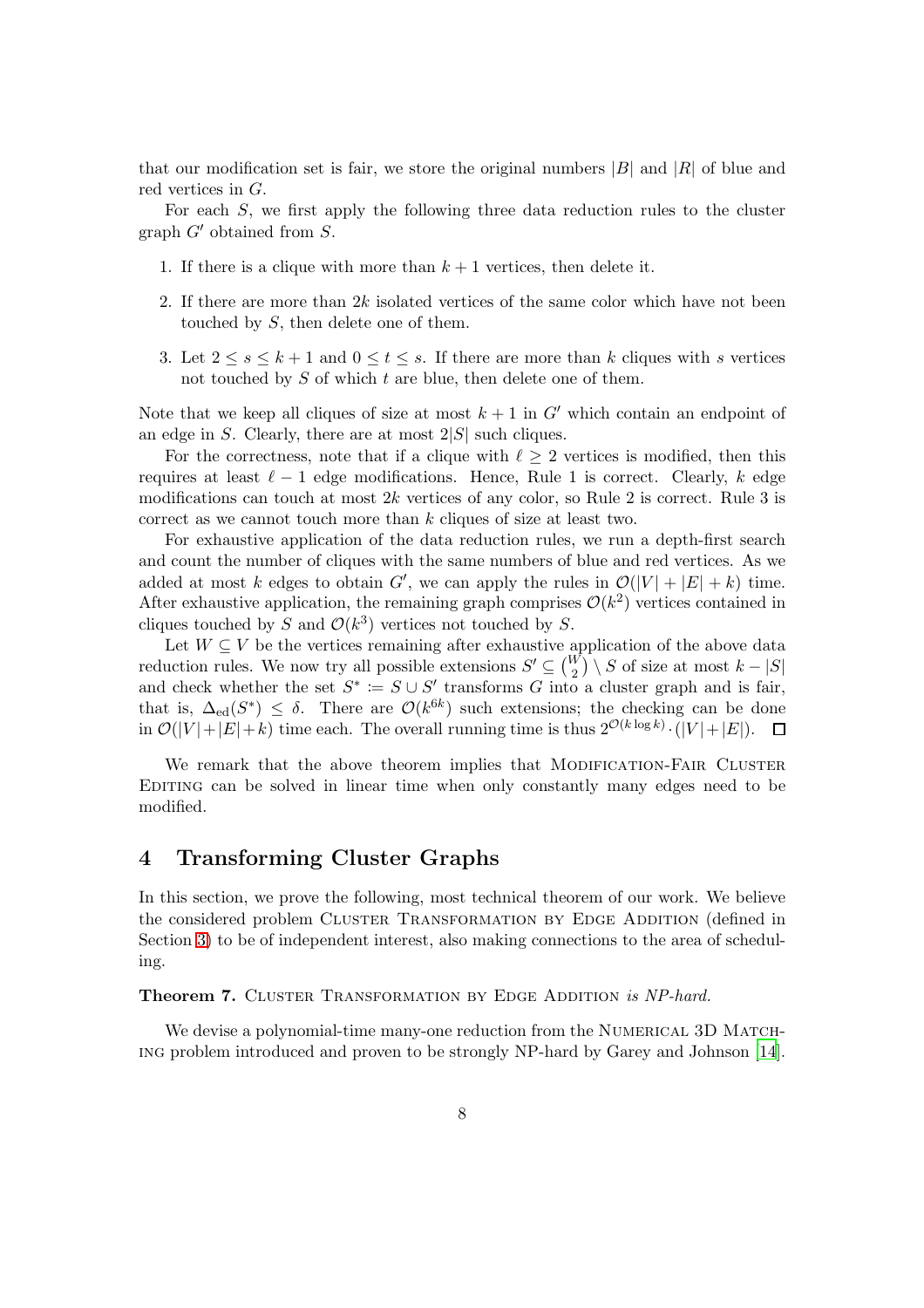that our modification set is fair, we store the original numbers $|B|$ and $|R|$ of blue and red vertices in $G$.

For each $S$, we first apply the following three data reduction rules to the cluster graph $G'$ obtained from $S$.

1. If there is a clique with more than $k + 1$ vertices, then delete it.
2. If there are more than $2k$ isolated vertices of the same color which have not been touched by $S$, then delete one of them.
3. Let $2 \leq s \leq k + 1$ and $0 \leq t \leq s$. If there are more than $k$ cliques with $s$ vertices not touched by $S$ of which $t$ are blue, then delete one of them.

Note that we keep all cliques of size at most $k + 1$ in $G'$ which contain an endpoint of an edge in $S$. Clearly, there are at most $2|S|$ such cliques.

For the correctness, note that if a clique with $\ell \geq 2$ vertices is modified, then this requires at least $\ell - 1$ edge modifications. Hence, Rule 1 is correct. Clearly, $k$ edge modifications can touch at most $2k$ vertices of any color, so Rule 2 is correct. Rule 3 is correct as we cannot touch more than $k$ cliques of size at least two.

For exhaustive application of the data reduction rules, we run a depth-first search and count the number of cliques with the same numbers of blue and red vertices. As we added at most $k$ edges to obtain $G'$, we can apply the rules in $\mathcal{O}(|V| + |E| + k)$ time. After exhaustive application, the remaining graph comprises $\mathcal{O}(k^2)$ vertices contained in cliques touched by $S$ and $\mathcal{O}(k^3)$ vertices not touched by $S$.

Let $W \subseteq V$ be the vertices remaining after exhaustive application of the above data reduction rules. We now try all possible extensions $S' \subseteq \binom{W}{2} \setminus S$ of size at most $k - |S|$ and check whether the set $S^* := S \cup S'$ transforms $G$ into a cluster graph and is fair, that is, $\Delta_{\text{ed}}(S^*) \leq \delta$. There are $\mathcal{O}(k^{6k})$ such extensions; the checking can be done in $\mathcal{O}(|V|+|E|+k)$ time each. The overall running time is thus $2^{\mathcal{O}(k \log k)} \cdot (|V|+|E|)$. $\square$

We remark that the above theorem implies that Modification-Fair Cluster Editing can be solved in linear time when only constantly many edges need to be modified.

# 4 Transforming Cluster Graphs

In this section, we prove the following, most technical theorem of our work. We believe the considered problem Cluster Transformation by Edge Addition (defined in Section 3) to be of independent interest, also making connections to the area of scheduling.

**Theorem 7.** Cluster Transformation by Edge Addition *is NP-hard.*

We devise a polynomial-time many-one reduction from the Numerical 3D Matching problem introduced and proven to be strongly NP-hard by Garey and Johnson [14].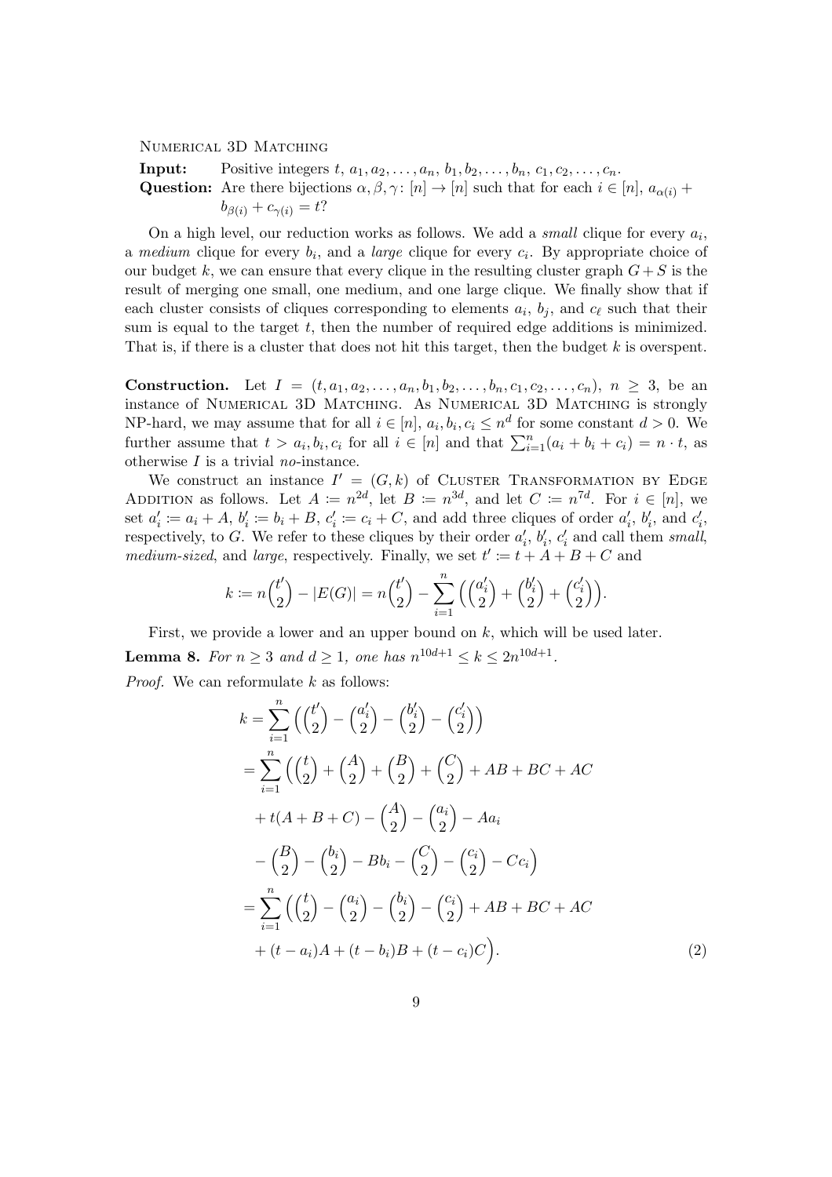Numerical 3D Matching

**Input:** Positive integers $t$, $a_1, a_2, \ldots, a_n$, $b_1, b_2, \ldots, b_n$, $c_1, c_2, \ldots, c_n$.
**Question:** Are there bijections $\alpha, \beta, \gamma \colon [n] \to [n]$ such that for each $i \in [n]$, $a_{\alpha(i)} + b_{\beta(i)} + c_{\gamma(i)} = t$?

On a high level, our reduction works as follows. We add a *small* clique for every $a_i$, a *medium* clique for every $b_i$, and a *large* clique for every $c_i$. By appropriate choice of our budget $k$, we can ensure that every clique in the resulting cluster graph $G + S$ is the result of merging one small, one medium, and one large clique. We finally show that if each cluster consists of cliques corresponding to elements $a_i$, $b_j$, and $c_\ell$ such that their sum is equal to the target $t$, then the number of required edge additions is minimized. That is, if there is a cluster that does not hit this target, then the budget $k$ is overspent.

**Construction.** Let $I = (t, a_1, a_2, \ldots, a_n, b_1, b_2, \ldots, b_n, c_1, c_2, \ldots, c_n)$, $n \geq 3$, be an instance of Numerical 3D Matching. As Numerical 3D Matching is strongly NP-hard, we may assume that for all $i \in [n]$, $a_i, b_i, c_i \leq n^d$ for some constant $d > 0$. We further assume that $t > a_i, b_i, c_i$ for all $i \in [n]$ and that $\sum_{i=1}^{n}(a_i + b_i + c_i) = n \cdot t$, as otherwise $I$ is a trivial *no*-instance.

We construct an instance $I' = (G, k)$ of Cluster Transformation by Edge Addition as follows. Let $A := n^{2d}$, let $B := n^{3d}$, and let $C := n^{7d}$. For $i \in [n]$, we set $a'_i := a_i + A$, $b'_i := b_i + B$, $c'_i := c_i + C$, and add three cliques of order $a'_i$, $b'_i$, and $c'_i$, respectively, to $G$. We refer to these cliques by their order $a'_i$, $b'_i$, $c'_i$ and call them *small*, *medium-sized*, and *large*, respectively. Finally, we set $t' := t + A + B + C$ and

$$k := n\binom{t'}{2} - |E(G)| = n\binom{t'}{2} - \sum_{i=1}^{n}\Big(\binom{a'_i}{2} + \binom{b'_i}{2} + \binom{c'_i}{2}\Big).$$

First, we provide a lower and an upper bound on $k$, which will be used later.

**Lemma 8.** *For $n \geq 3$ and $d \geq 1$, one has $n^{10d+1} \leq k \leq 2n^{10d+1}$.*

*Proof.* We can reformulate $k$ as follows:

$$\begin{aligned}
k &= \sum_{i=1}^{n}\Big(\binom{t'}{2} - \binom{a'_i}{2} - \binom{b'_i}{2} - \binom{c'_i}{2}\Big) \\
&= \sum_{i=1}^{n}\Big(\binom{t}{2} + \binom{A}{2} + \binom{B}{2} + \binom{C}{2} + AB + BC + AC \\
&\quad + t(A + B + C) - \binom{A}{2} - \binom{a_i}{2} - Aa_i \\
&\quad - \binom{B}{2} - \binom{b_i}{2} - Bb_i - \binom{C}{2} - \binom{c_i}{2} - Cc_i\Big) \\
&= \sum_{i=1}^{n}\Big(\binom{t}{2} - \binom{a_i}{2} - \binom{b_i}{2} - \binom{c_i}{2} + AB + BC + AC \\
&\quad + (t - a_i)A + (t - b_i)B + (t - c_i)C\Big). \qquad (2)
\end{aligned}$$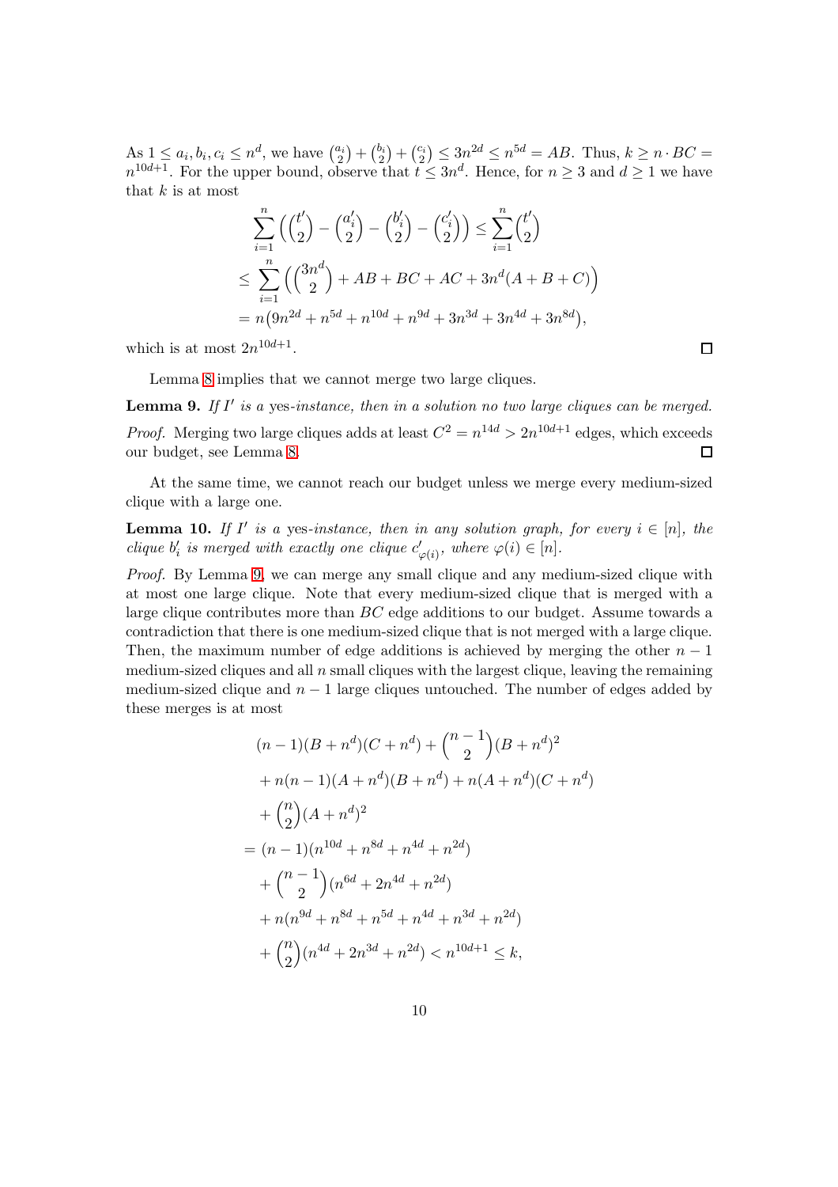As $1 \leq a_i, b_i, c_i \leq n^d$, we have $\binom{a_i}{2} + \binom{b_i}{2} + \binom{c_i}{2} \leq 3n^{2d} \leq n^{5d} = AB$. Thus, $k \geq n \cdot BC = n^{10d+1}$. For the upper bound, observe that $t \leq 3n^d$. Hence, for $n \geq 3$ and $d \geq 1$ we have that $k$ is at most

$$
\begin{aligned}
&\sum_{i=1}^{n} \left( \binom{t'}{2} - \binom{a'_i}{2} - \binom{b'_i}{2} - \binom{c'_i}{2} \right) \leq \sum_{i=1}^{n} \binom{t'}{2} \\
&\leq \sum_{i=1}^{n} \left( \binom{3n^d}{2} + AB + BC + AC + 3n^d(A + B + C) \right) \\
&= n\big(9n^{2d} + n^{5d} + n^{10d} + n^{9d} + 3n^{3d} + 3n^{4d} + 3n^{8d}\big),
\end{aligned}
$$

which is at most $2n^{10d+1}$. □

Lemma 8 implies that we cannot merge two large cliques.

**Lemma 9.** *If $I'$ is a* yes*-instance, then in a solution no two large cliques can be merged.*

*Proof.* Merging two large cliques adds at least $C^2 = n^{14d} > 2n^{10d+1}$ edges, which exceeds our budget, see Lemma 8. □

At the same time, we cannot reach our budget unless we merge every medium-sized clique with a large one.

**Lemma 10.** *If $I'$ is a* yes*-instance, then in any solution graph, for every $i \in [n]$, the clique $b'_i$ is merged with exactly one clique $c'_{\varphi(i)}$, where $\varphi(i) \in [n]$.*

*Proof.* By Lemma 9, we can merge any small clique and any medium-sized clique with at most one large clique. Note that every medium-sized clique that is merged with a large clique contributes more than $BC$ edge additions to our budget. Assume towards a contradiction that there is one medium-sized clique that is not merged with a large clique. Then, the maximum number of edge additions is achieved by merging the other $n-1$ medium-sized cliques and all $n$ small cliques with the largest clique, leaving the remaining medium-sized clique and $n-1$ large cliques untouched. The number of edges added by these merges is at most

$$
\begin{aligned}
&(n-1)(B + n^d)(C + n^d) + \binom{n-1}{2}(B + n^d)^2 \\
&+ n(n-1)(A + n^d)(B + n^d) + n(A + n^d)(C + n^d) \\
&+ \binom{n}{2}(A + n^d)^2 \\
&= (n-1)(n^{10d} + n^{8d} + n^{4d} + n^{2d}) \\
&+ \binom{n-1}{2}(n^{6d} + 2n^{4d} + n^{2d}) \\
&+ n(n^{9d} + n^{8d} + n^{5d} + n^{4d} + n^{3d} + n^{2d}) \\
&+ \binom{n}{2}(n^{4d} + 2n^{3d} + n^{2d}) < n^{10d+1} \leq k,
\end{aligned}
$$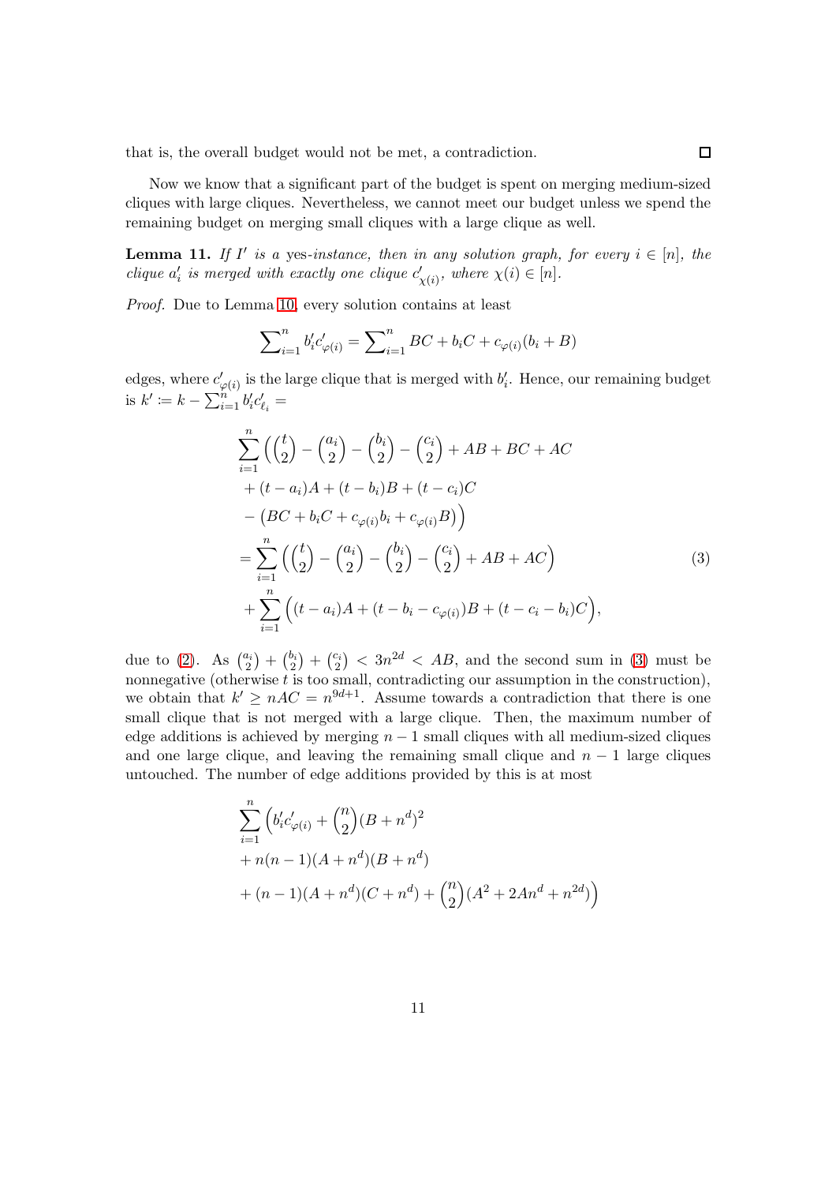that is, the overall budget would not be met, a contradiction. □

Now we know that a significant part of the budget is spent on merging medium-sized cliques with large cliques. Nevertheless, we cannot meet our budget unless we spend the remaining budget on merging small cliques with a large clique as well.

**Lemma 11.** *If $I'$ is a yes-instance, then in any solution graph, for every $i \in [n]$, the clique $a'_i$ is merged with exactly one clique $c'_{\chi(i)}$, where $\chi(i) \in [n]$.*

*Proof.* Due to Lemma 10, every solution contains at least

$$\sum\nolimits_{i=1}^{n} b'_i c'_{\varphi(i)} = \sum\nolimits_{i=1}^{n} BC + b_i C + c_{\varphi(i)}(b_i + B)$$

edges, where $c'_{\varphi(i)}$ is the large clique that is merged with $b'_i$. Hence, our remaining budget is $k' := k - \sum_{i=1}^{n} b'_i c'_{\ell_i} =$

$$\begin{aligned}
&\sum_{i=1}^{n} \Big( \binom{t}{2} - \binom{a_i}{2} - \binom{b_i}{2} - \binom{c_i}{2} + AB + BC + AC \\
&\quad + (t - a_i)A + (t - b_i)B + (t - c_i)C \\
&\quad - \big(BC + b_i C + c_{\varphi(i)} b_i + c_{\varphi(i)} B\big)\Big) \\
&= \sum_{i=1}^{n} \Big( \binom{t}{2} - \binom{a_i}{2} - \binom{b_i}{2} - \binom{c_i}{2} + AB + AC \Big) \\
&\quad + \sum_{i=1}^{n} \Big( (t - a_i)A + (t - b_i - c_{\varphi(i)})B + (t - c_i - b_i)C \Big),
\end{aligned} \tag{3}$$

due to (2). As $\binom{a_i}{2} + \binom{b_i}{2} + \binom{c_i}{2} < 3n^{2d} < AB$, and the second sum in (3) must be nonnegative (otherwise $t$ is too small, contradicting our assumption in the construction), we obtain that $k' \geq nAC = n^{9d+1}$. Assume towards a contradiction that there is one small clique that is not merged with a large clique. Then, the maximum number of edge additions is achieved by merging $n-1$ small cliques with all medium-sized cliques and one large clique, and leaving the remaining small clique and $n-1$ large cliques untouched. The number of edge additions provided by this is at most

$$\begin{aligned}
&\sum_{i=1}^{n} \Big( b'_i c'_{\varphi(i)} + \binom{n}{2} (B + n^d)^2 \\
&\quad + n(n-1)(A + n^d)(B + n^d) \\
&\quad + (n-1)(A + n^d)(C + n^d) + \binom{n}{2} (A^2 + 2An^d + n^{2d}) \Big)
\end{aligned}$$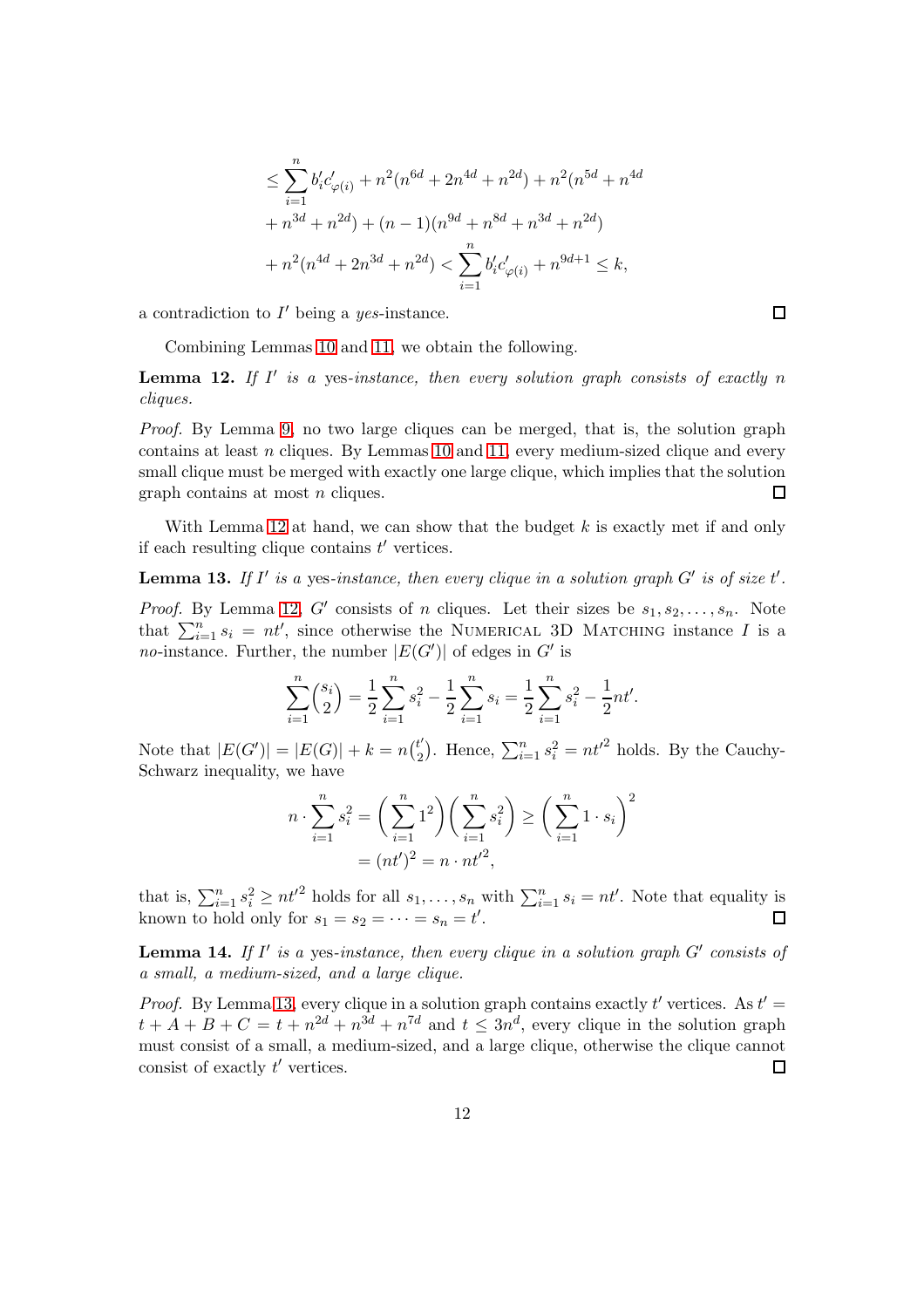$$\leq \sum_{i=1}^{n} b'_i c'_{\varphi(i)} + n^2(n^{6d} + 2n^{4d} + n^{2d}) + n^2(n^{5d} + n^{4d} + n^{3d} + n^{2d}) + (n-1)(n^{9d} + n^{8d} + n^{3d} + n^{2d}) + n^2(n^{4d} + 2n^{3d} + n^{2d}) < \sum_{i=1}^{n} b'_i c'_{\varphi(i)} + n^{9d+1} \leq k,$$

a contradiction to $I'$ being a *yes*-instance. ◻

Combining Lemmas 10 and 11, we obtain the following.

**Lemma 12.** *If $I'$ is a* yes*-instance, then every solution graph consists of exactly $n$ cliques.*

*Proof.* By Lemma 9, no two large cliques can be merged, that is, the solution graph contains at least $n$ cliques. By Lemmas 10 and 11, every medium-sized clique and every small clique must be merged with exactly one large clique, which implies that the solution graph contains at most $n$ cliques. ◻

With Lemma 12 at hand, we can show that the budget $k$ is exactly met if and only if each resulting clique contains $t'$ vertices.

**Lemma 13.** *If $I'$ is a* yes*-instance, then every clique in a solution graph $G'$ is of size $t'$.*

*Proof.* By Lemma 12, $G'$ consists of $n$ cliques. Let their sizes be $s_1, s_2, \ldots, s_n$. Note that $\sum_{i=1}^{n} s_i = nt'$, since otherwise the Numerical 3D Matching instance $I$ is a *no*-instance. Further, the number $|E(G')|$ of edges in $G'$ is

$$\sum_{i=1}^{n} \binom{s_i}{2} = \frac{1}{2}\sum_{i=1}^{n} s_i^2 - \frac{1}{2}\sum_{i=1}^{n} s_i = \frac{1}{2}\sum_{i=1}^{n} s_i^2 - \frac{1}{2}nt'.$$

Note that $|E(G')| = |E(G)| + k = n\binom{t'}{2}$. Hence, $\sum_{i=1}^{n} s_i^2 = nt'^2$ holds. By the Cauchy-Schwarz inequality, we have

$$n \cdot \sum_{i=1}^{n} s_i^2 = \left(\sum_{i=1}^{n} 1^2\right)\left(\sum_{i=1}^{n} s_i^2\right) \geq \left(\sum_{i=1}^{n} 1 \cdot s_i\right)^2 = (nt')^2 = n \cdot nt'^2,$$

that is, $\sum_{i=1}^{n} s_i^2 \geq nt'^2$ holds for all $s_1, \ldots, s_n$ with $\sum_{i=1}^{n} s_i = nt'$. Note that equality is known to hold only for $s_1 = s_2 = \cdots = s_n = t'$. ◻

**Lemma 14.** *If $I'$ is a* yes*-instance, then every clique in a solution graph $G'$ consists of a small, a medium-sized, and a large clique.*

*Proof.* By Lemma 13, every clique in a solution graph contains exactly $t'$ vertices. As $t' = t + A + B + C = t + n^{2d} + n^{3d} + n^{7d}$ and $t \leq 3n^d$, every clique in the solution graph must consist of a small, a medium-sized, and a large clique, otherwise the clique cannot consist of exactly $t'$ vertices. ◻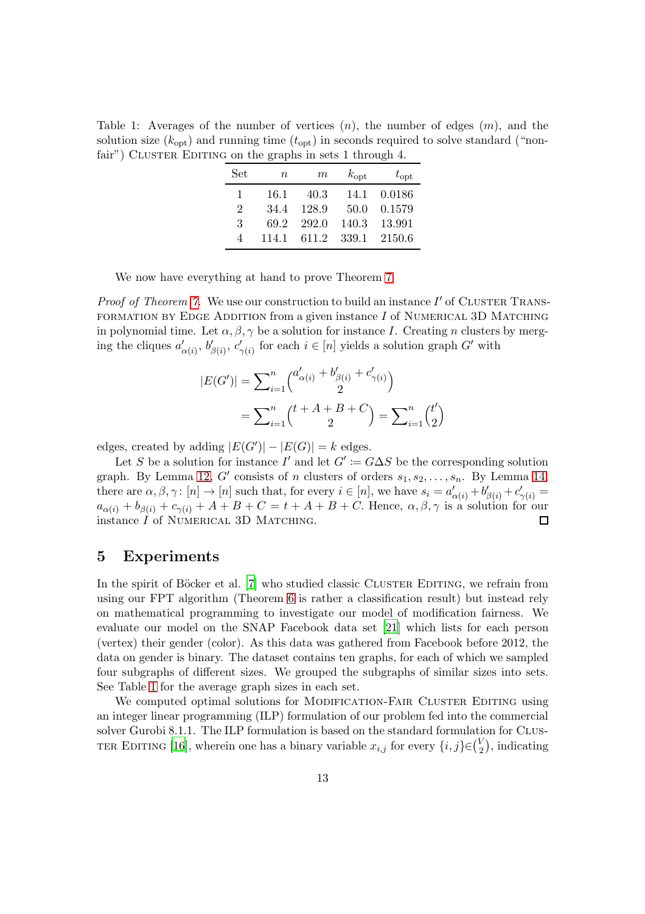Table 1: Averages of the number of vertices ($n$), the number of edges ($m$), and the solution size ($k_{\text{opt}}$) and running time ($t_{\text{opt}}$) in seconds required to solve standard ("non-fair") Cluster Editing on the graphs in sets 1 through 4.

| Set | $n$ | $m$ | $k_{\text{opt}}$ | $t_{\text{opt}}$ |
|---|---|---|---|---|
| 1 | 16.1 | 40.3 | 14.1 | 0.0186 |
| 2 | 34.4 | 128.9 | 50.0 | 0.1579 |
| 3 | 69.2 | 292.0 | 140.3 | 13.991 |
| 4 | 114.1 | 611.2 | 339.1 | 2150.6 |

We now have everything at hand to prove Theorem 7.

*Proof of Theorem 7.* We use our construction to build an instance $I'$ of Cluster Transformation by Edge Addition from a given instance $I$ of Numerical 3D Matching in polynomial time. Let $\alpha, \beta, \gamma$ be a solution for instance $I$. Creating $n$ clusters by merging the cliques $a'_{\alpha(i)}$, $b'_{\beta(i)}$, $c'_{\gamma(i)}$ for each $i \in [n]$ yields a solution graph $G'$ with

$$|E(G')| = \sum_{i=1}^{n} \binom{a'_{\alpha(i)} + b'_{\beta(i)} + c'_{\gamma(i)}}{2}$$

$$= \sum_{i=1}^{n} \binom{t + A + B + C}{2} = \sum_{i=1}^{n} \binom{t'}{2}$$

edges, created by adding $|E(G')| - |E(G)| = k$ edges.

Let $S$ be a solution for instance $I'$ and let $G' := G\Delta S$ be the corresponding solution graph. By Lemma 12, $G'$ consists of $n$ clusters of orders $s_1, s_2, \ldots, s_n$. By Lemma 14, there are $\alpha, \beta, \gamma \colon [n] \to [n]$ such that, for every $i \in [n]$, we have $s_i = a'_{\alpha(i)} + b'_{\beta(i)} + c'_{\gamma(i)} = a_{\alpha(i)} + b_{\beta(i)} + c_{\gamma(i)} + A + B + C = t + A + B + C$. Hence, $\alpha, \beta, \gamma$ is a solution for our instance $I$ of Numerical 3D Matching. □

## 5 Experiments

In the spirit of Böcker et al. [7] who studied classic Cluster Editing, we refrain from using our FPT algorithm (Theorem 6 is rather a classification result) but instead rely on mathematical programming to investigate our model of modification fairness. We evaluate our model on the SNAP Facebook data set [21] which lists for each person (vertex) their gender (color). As this data was gathered from Facebook before 2012, the data on gender is binary. The dataset contains ten graphs, for each of which we sampled four subgraphs of different sizes. We grouped the subgraphs of similar sizes into sets. See Table 1 for the average graph sizes in each set.

We computed optimal solutions for Modification-Fair Cluster Editing using an integer linear programming (ILP) formulation of our problem fed into the commercial solver Gurobi 8.1.1. The ILP formulation is based on the standard formulation for Cluster Editing [16], wherein one has a binary variable $x_{i,j}$ for every $\{i,j\} \in \binom{V}{2}$, indicating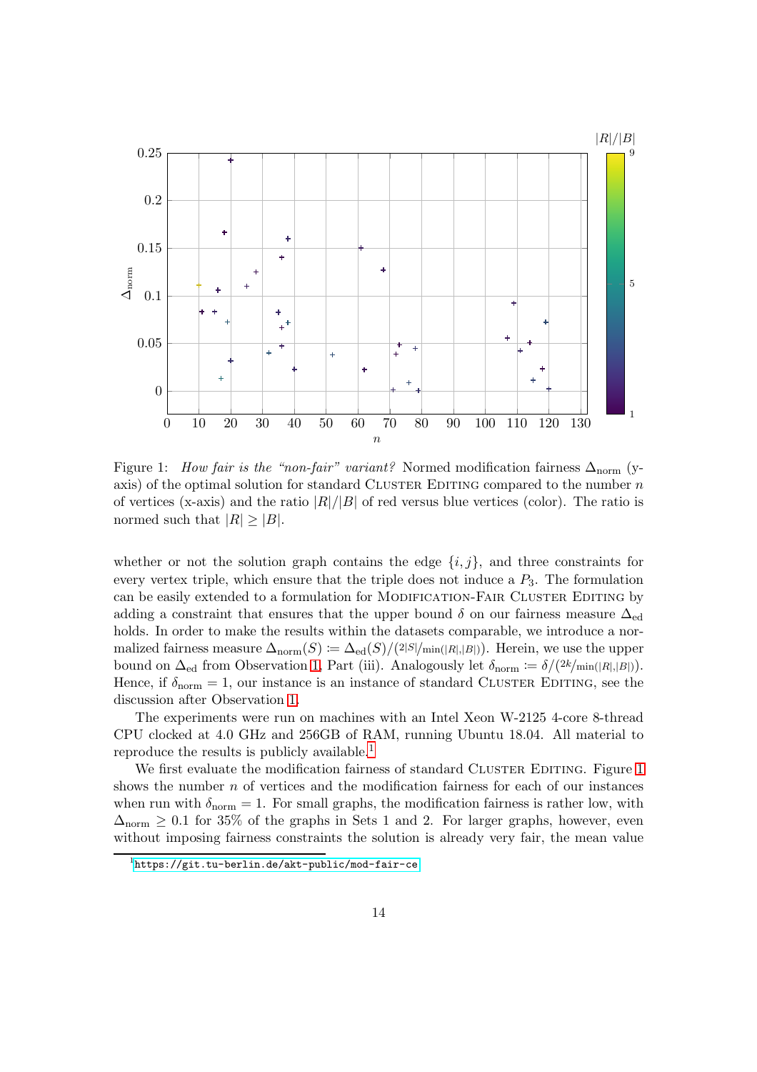Figure 1: *How fair is the "non-fair" variant?* Normed modification fairness $\Delta_{\text{norm}}$ (y-axis) of the optimal solution for standard Cluster Editing compared to the number $n$ of vertices (x-axis) and the ratio $|R|/|B|$ of red versus blue vertices (color). The ratio is normed such that $|R| \geq |B|$.

whether or not the solution graph contains the edge $\{i, j\}$, and three constraints for every vertex triple, which ensure that the triple does not induce a $P_3$. The formulation can be easily extended to a formulation for Modification-Fair Cluster Editing by adding a constraint that ensures that the upper bound $\delta$ on our fairness measure $\Delta_{\text{ed}}$ holds. In order to make the results within the datasets comparable, we introduce a normalized fairness measure $\Delta_{\text{norm}}(S) \coloneqq \Delta_{\text{ed}}(S)/(2|S|/\min(|R|,|B|))$. Herein, we use the upper bound on $\Delta_{\text{ed}}$ from Observation 1, Part (iii). Analogously let $\delta_{\text{norm}} \coloneqq \delta/(2k/\min(|R|,|B|))$. Hence, if $\delta_{\text{norm}} = 1$, our instance is an instance of standard Cluster Editing, see the discussion after Observation 1.

The experiments were run on machines with an Intel Xeon W-2125 4-core 8-thread CPU clocked at 4.0 GHz and 256GB of RAM, running Ubuntu 18.04. All material to reproduce the results is publicly available.[1]

We first evaluate the modification fairness of standard Cluster Editing. Figure 1 shows the number $n$ of vertices and the modification fairness for each of our instances when run with $\delta_{\text{norm}} = 1$. For small graphs, the modification fairness is rather low, with $\Delta_{\text{norm}} \geq 0.1$ for 35% of the graphs in Sets 1 and 2. For larger graphs, however, even without imposing fairness constraints the solution is already very fair, the mean value

[1] https://git.tu-berlin.de/akt-public/mod-fair-ce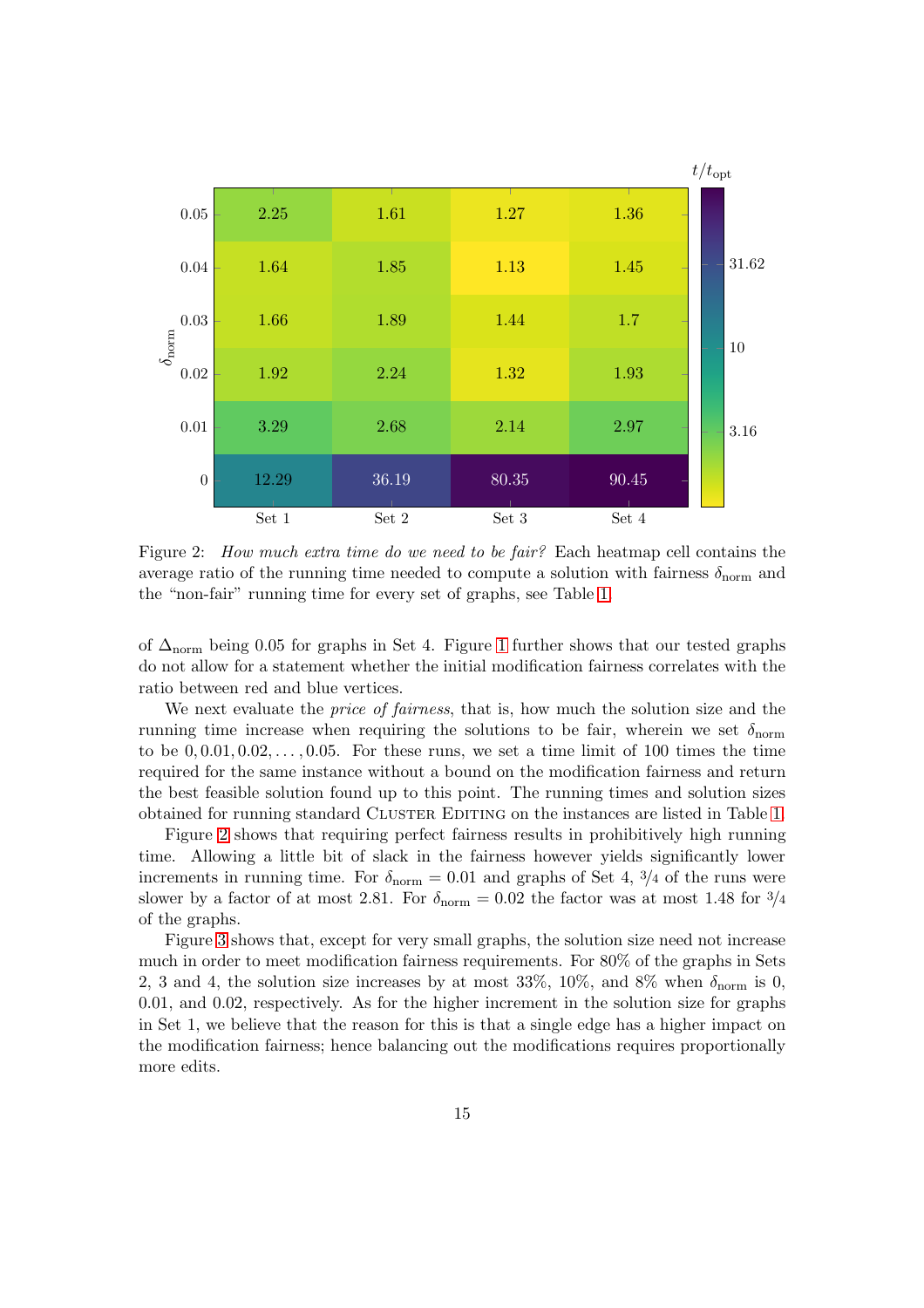| $\delta_{\text{norm}}$ | Set 1 | Set 2 | Set 3 | Set 4 |
|---|---|---|---|---|
| 0.05 | 2.25 | 1.61 | 1.27 | 1.36 |
| 0.04 | 1.64 | 1.85 | 1.13 | 1.45 |
| 0.03 | 1.66 | 1.89 | 1.44 | 1.7 |
| 0.02 | 1.92 | 2.24 | 1.32 | 1.93 |
| 0.01 | 3.29 | 2.68 | 2.14 | 2.97 |
| 0 | 12.29 | 36.19 | 80.35 | 90.45 |

Figure 2: *How much extra time do we need to be fair?* Each heatmap cell contains the average ratio of the running time needed to compute a solution with fairness $\delta_{\text{norm}}$ and the "non-fair" running time for every set of graphs, see Table 1.

of $\Delta_{\text{norm}}$ being 0.05 for graphs in Set 4. Figure 1 further shows that our tested graphs do not allow for a statement whether the initial modification fairness correlates with the ratio between red and blue vertices.

We next evaluate the *price of fairness*, that is, how much the solution size and the running time increase when requiring the solutions to be fair, wherein we set $\delta_{\text{norm}}$ to be $0, 0.01, 0.02, \ldots, 0.05$. For these runs, we set a time limit of 100 times the time required for the same instance without a bound on the modification fairness and return the best feasible solution found up to this point. The running times and solution sizes obtained for running standard Cluster Editing on the instances are listed in Table 1.

Figure 2 shows that requiring perfect fairness results in prohibitively high running time. Allowing a little bit of slack in the fairness however yields significantly lower increments in running time. For $\delta_{\text{norm}} = 0.01$ and graphs of Set 4, $3/4$ of the runs were slower by a factor of at most 2.81. For $\delta_{\text{norm}} = 0.02$ the factor was at most 1.48 for $3/4$ of the graphs.

Figure 3 shows that, except for very small graphs, the solution size need not increase much in order to meet modification fairness requirements. For 80% of the graphs in Sets 2, 3 and 4, the solution size increases by at most 33%, 10%, and 8% when $\delta_{\text{norm}}$ is 0, 0.01, and 0.02, respectively. As for the higher increment in the solution size for graphs in Set 1, we believe that the reason for this is that a single edge has a higher impact on the modification fairness; hence balancing out the modifications requires proportionally more edits.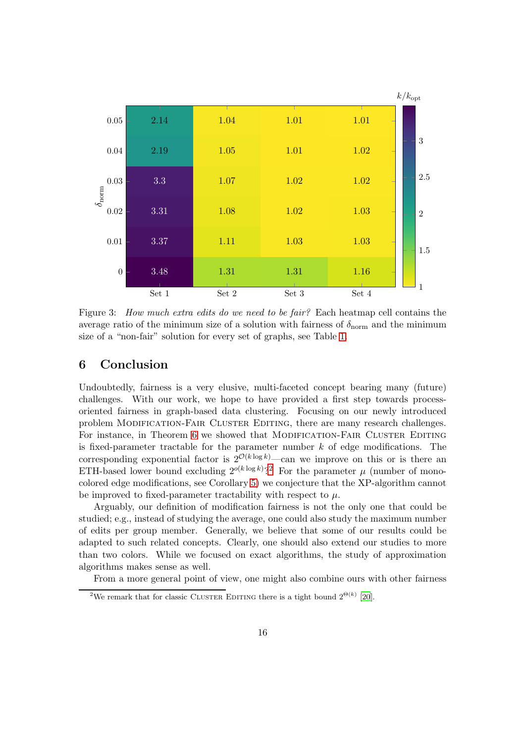| $\delta_{\text{norm}}$ | Set 1 | Set 2 | Set 3 | Set 4 |
|---|---|---|---|---|
| 0.05 | 2.14 | 1.04 | 1.01 | 1.01 |
| 0.04 | 2.19 | 1.05 | 1.01 | 1.02 |
| 0.03 | 3.3 | 1.07 | 1.02 | 1.02 |
| 0.02 | 3.31 | 1.08 | 1.02 | 1.03 |
| 0.01 | 3.37 | 1.11 | 1.03 | 1.03 |
| 0 | 3.48 | 1.31 | 1.31 | 1.16 |

Figure 3: *How much extra edits do we need to be fair?* Each heatmap cell contains the average ratio of the minimum size of a solution with fairness of $\delta_{\text{norm}}$ and the minimum size of a "non-fair" solution for every set of graphs, see Table 1.

## 6 Conclusion

Undoubtedly, fairness is a very elusive, multi-faceted concept bearing many (future) challenges. With our work, we hope to have provided a first step towards process-oriented fairness in graph-based data clustering. Focusing on our newly introduced problem Modification-Fair Cluster Editing, there are many research challenges. For instance, in Theorem 6 we showed that Modification-Fair Cluster Editing is fixed-parameter tractable for the parameter number $k$ of edge modifications. The corresponding exponential factor is $2^{\mathcal{O}(k \log k)}$—can we improve on this or is there an ETH-based lower bound excluding $2^{o(k \log k)}$?[2] For the parameter $\mu$ (number of mono-colored edge modifications, see Corollary 5) we conjecture that the XP-algorithm cannot be improved to fixed-parameter tractability with respect to $\mu$.

Arguably, our definition of modification fairness is not the only one that could be studied; e.g., instead of studying the average, one could also study the maximum number of edits per group member. Generally, we believe that some of our results could be adapted to such related concepts. Clearly, one should also extend our studies to more than two colors. While we focused on exact algorithms, the study of approximation algorithms makes sense as well.

From a more general point of view, one might also combine ours with other fairness

[2] We remark that for classic Cluster Editing there is a tight bound $2^{\Theta(k)}$ [20].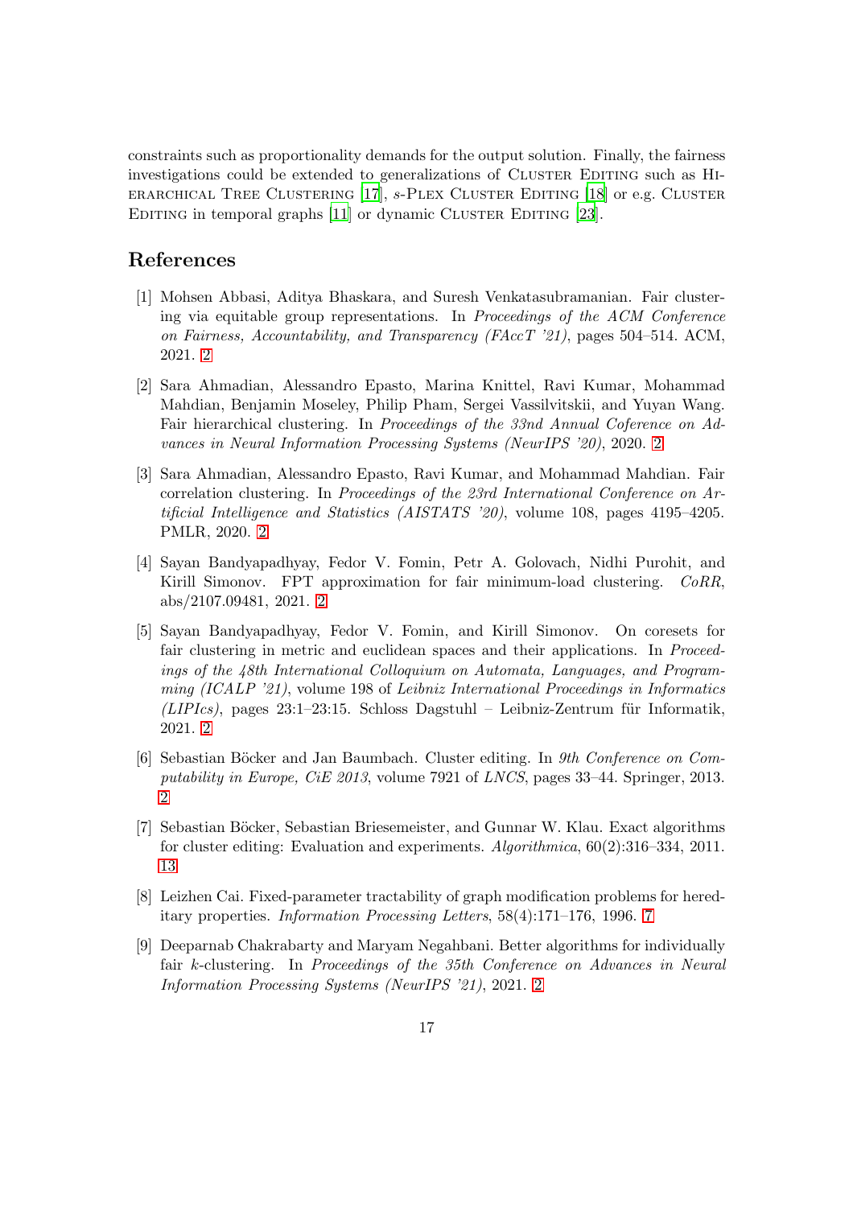constraints such as proportionality demands for the output solution. Finally, the fairness investigations could be extended to generalizations of Cluster Editing such as Hierarchical Tree Clustering [17], $s$-Plex Cluster Editing [18] or e.g. Cluster Editing in temporal graphs [11] or dynamic Cluster Editing [23].

## References

[1] Mohsen Abbasi, Aditya Bhaskara, and Suresh Venkatasubramanian. Fair clustering via equitable group representations. In *Proceedings of the ACM Conference on Fairness, Accountability, and Transparency (FAccT '21)*, pages 504–514. ACM, 2021. 2

[2] Sara Ahmadian, Alessandro Epasto, Marina Knittel, Ravi Kumar, Mohammad Mahdian, Benjamin Moseley, Philip Pham, Sergei Vassilvitskii, and Yuyan Wang. Fair hierarchical clustering. In *Proceedings of the 33nd Annual Coference on Advances in Neural Information Processing Systems (NeurIPS '20)*, 2020. 2

[3] Sara Ahmadian, Alessandro Epasto, Ravi Kumar, and Mohammad Mahdian. Fair correlation clustering. In *Proceedings of the 23rd International Conference on Artificial Intelligence and Statistics (AISTATS '20)*, volume 108, pages 4195–4205. PMLR, 2020. 2

[4] Sayan Bandyapadhyay, Fedor V. Fomin, Petr A. Golovach, Nidhi Purohit, and Kirill Simonov. FPT approximation for fair minimum-load clustering. *CoRR*, abs/2107.09481, 2021. 2

[5] Sayan Bandyapadhyay, Fedor V. Fomin, and Kirill Simonov. On coresets for fair clustering in metric and euclidean spaces and their applications. In *Proceedings of the 48th International Colloquium on Automata, Languages, and Programming (ICALP '21)*, volume 198 of *Leibniz International Proceedings in Informatics (LIPIcs)*, pages 23:1–23:15. Schloss Dagstuhl – Leibniz-Zentrum für Informatik, 2021. 2

[6] Sebastian Böcker and Jan Baumbach. Cluster editing. In *9th Conference on Computability in Europe, CiE 2013*, volume 7921 of *LNCS*, pages 33–44. Springer, 2013. 2

[7] Sebastian Böcker, Sebastian Briesemeister, and Gunnar W. Klau. Exact algorithms for cluster editing: Evaluation and experiments. *Algorithmica*, 60(2):316–334, 2011. 13

[8] Leizhen Cai. Fixed-parameter tractability of graph modification problems for hereditary properties. *Information Processing Letters*, 58(4):171–176, 1996. 7

[9] Deeparnab Chakrabarty and Maryam Negahbani. Better algorithms for individually fair $k$-clustering. In *Proceedings of the 35th Conference on Advances in Neural Information Processing Systems (NeurIPS '21)*, 2021. 2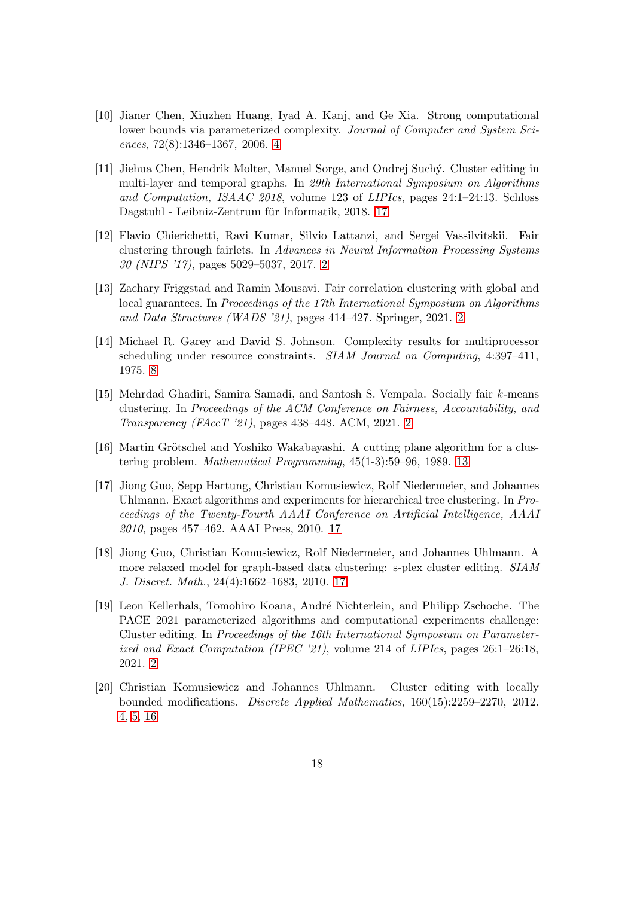[10] Jianer Chen, Xiuzhen Huang, Iyad A. Kanj, and Ge Xia. Strong computational lower bounds via parameterized complexity. *Journal of Computer and System Sciences*, 72(8):1346–1367, 2006. 4

[11] Jiehua Chen, Hendrik Molter, Manuel Sorge, and Ondrej Suchý. Cluster editing in multi-layer and temporal graphs. In *29th International Symposium on Algorithms and Computation, ISAAC 2018*, volume 123 of *LIPIcs*, pages 24:1–24:13. Schloss Dagstuhl - Leibniz-Zentrum für Informatik, 2018. 17

[12] Flavio Chierichetti, Ravi Kumar, Silvio Lattanzi, and Sergei Vassilvitskii. Fair clustering through fairlets. In *Advances in Neural Information Processing Systems 30 (NIPS '17)*, pages 5029–5037, 2017. 2

[13] Zachary Friggstad and Ramin Mousavi. Fair correlation clustering with global and local guarantees. In *Proceedings of the 17th International Symposium on Algorithms and Data Structures (WADS '21)*, pages 414–427. Springer, 2021. 2

[14] Michael R. Garey and David S. Johnson. Complexity results for multiprocessor scheduling under resource constraints. *SIAM Journal on Computing*, 4:397–411, 1975. 8

[15] Mehrdad Ghadiri, Samira Samadi, and Santosh S. Vempala. Socially fair $k$-means clustering. In *Proceedings of the ACM Conference on Fairness, Accountability, and Transparency (FAccT '21)*, pages 438–448. ACM, 2021. 2

[16] Martin Grötschel and Yoshiko Wakabayashi. A cutting plane algorithm for a clustering problem. *Mathematical Programming*, 45(1-3):59–96, 1989. 13

[17] Jiong Guo, Sepp Hartung, Christian Komusiewicz, Rolf Niedermeier, and Johannes Uhlmann. Exact algorithms and experiments for hierarchical tree clustering. In *Proceedings of the Twenty-Fourth AAAI Conference on Artificial Intelligence, AAAI 2010*, pages 457–462. AAAI Press, 2010. 17

[18] Jiong Guo, Christian Komusiewicz, Rolf Niedermeier, and Johannes Uhlmann. A more relaxed model for graph-based data clustering: s-plex cluster editing. *SIAM J. Discret. Math.*, 24(4):1662–1683, 2010. 17

[19] Leon Kellerhals, Tomohiro Koana, André Nichterlein, and Philipp Zschoche. The PACE 2021 parameterized algorithms and computational experiments challenge: Cluster editing. In *Proceedings of the 16th International Symposium on Parameterized and Exact Computation (IPEC '21)*, volume 214 of *LIPIcs*, pages 26:1–26:18, 2021. 2

[20] Christian Komusiewicz and Johannes Uhlmann. Cluster editing with locally bounded modifications. *Discrete Applied Mathematics*, 160(15):2259–2270, 2012. 4, 5, 16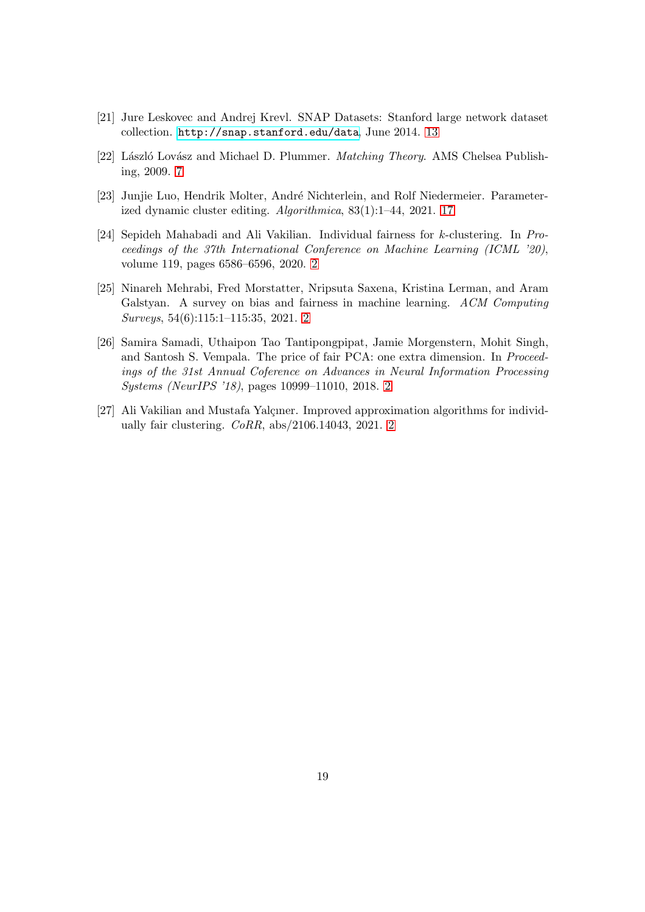[21] Jure Leskovec and Andrej Krevl. SNAP Datasets: Stanford large network dataset collection. http://snap.stanford.edu/data, June 2014. 13

[22] László Lovász and Michael D. Plummer. *Matching Theory*. AMS Chelsea Publishing, 2009. 7

[23] Junjie Luo, Hendrik Molter, André Nichterlein, and Rolf Niedermeier. Parameterized dynamic cluster editing. *Algorithmica*, 83(1):1–44, 2021. 17

[24] Sepideh Mahabadi and Ali Vakilian. Individual fairness for $k$-clustering. In *Proceedings of the 37th International Conference on Machine Learning (ICML '20)*, volume 119, pages 6586–6596, 2020. 2

[25] Ninareh Mehrabi, Fred Morstatter, Nripsuta Saxena, Kristina Lerman, and Aram Galstyan. A survey on bias and fairness in machine learning. *ACM Computing Surveys*, 54(6):115:1–115:35, 2021. 2

[26] Samira Samadi, Uthaipon Tao Tantipongpipat, Jamie Morgenstern, Mohit Singh, and Santosh S. Vempala. The price of fair PCA: one extra dimension. In *Proceedings of the 31st Annual Coference on Advances in Neural Information Processing Systems (NeurIPS '18)*, pages 10999–11010, 2018. 2

[27] Ali Vakilian and Mustafa Yalçıner. Improved approximation algorithms for individually fair clustering. *CoRR*, abs/2106.14043, 2021. 2